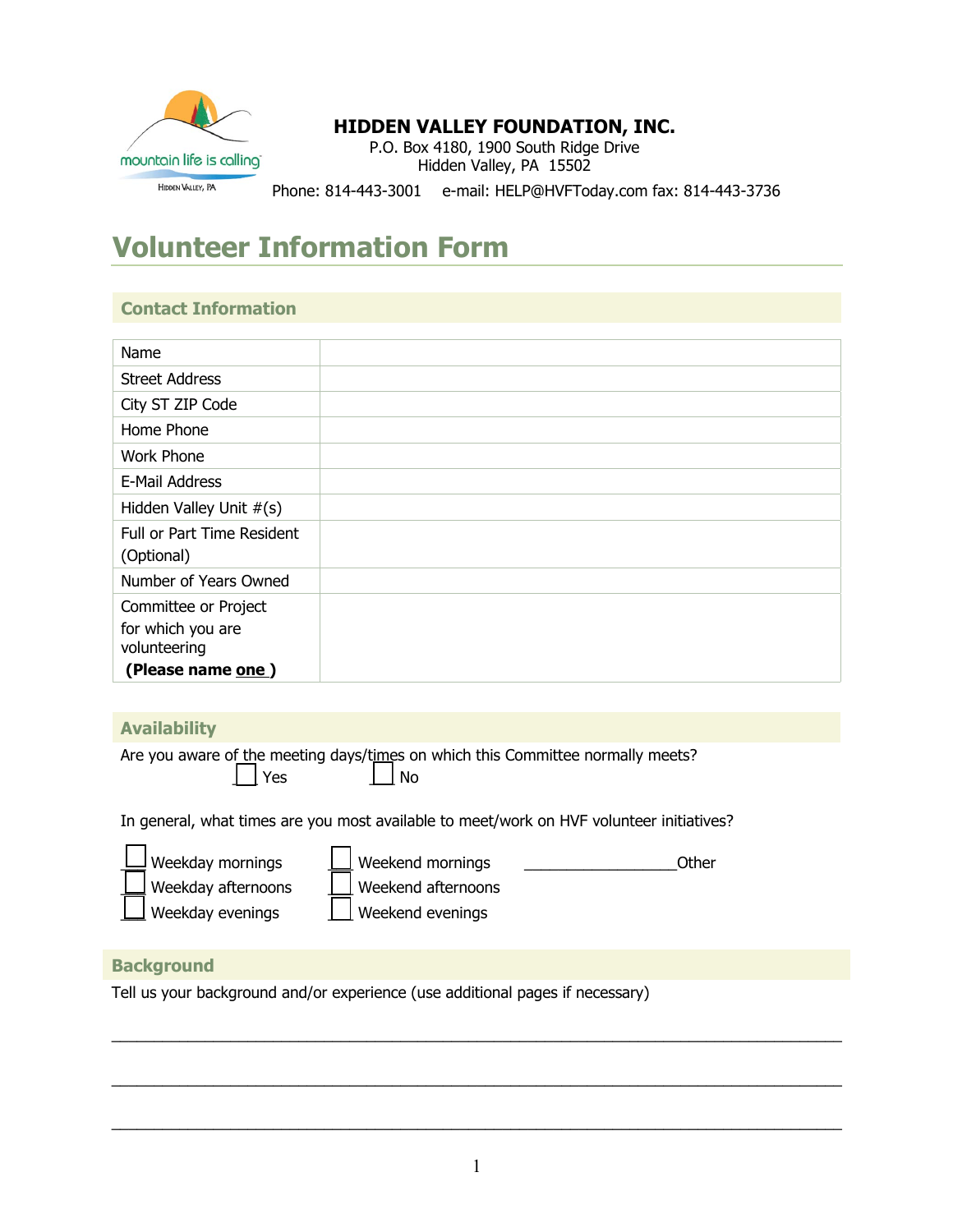mountain life is calling

HIDDEN VALLEY, PA

**HIDDEN VALLEY FOUNDATION, INC.**

P.O. Box 4180, 1900 South Ridge Drive
Hidden Valley, PA 15502

Phone: 814-443-3001 e-mail: HELP@HVFToday.com fax: 814-443-3736

# Volunteer Information Form

## Contact Information

| | |
|---|---|
| Name | |
| Street Address | |
| City ST ZIP Code | |
| Home Phone | |
| Work Phone | |
| E-Mail Address | |
| Hidden Valley Unit #(s) | |
| Full or Part Time Resident (Optional) | |
| Number of Years Owned | |
| Committee or Project for which you are volunteering **(Please name one )** | |

## Availability

Are you aware of the meeting days/times on which this Committee normally meets?

☐ Yes ☐ No

In general, what times are you most available to meet/work on HVF volunteer initiatives?

☐ Weekday mornings ☐ Weekend mornings __________________Other

☐ Weekday afternoons ☐ Weekend afternoons

☐ Weekday evenings ☐ Weekend evenings

## Background

Tell us your background and/or experience (use additional pages if necessary)

________________________________________________________________________________

________________________________________________________________________________

________________________________________________________________________________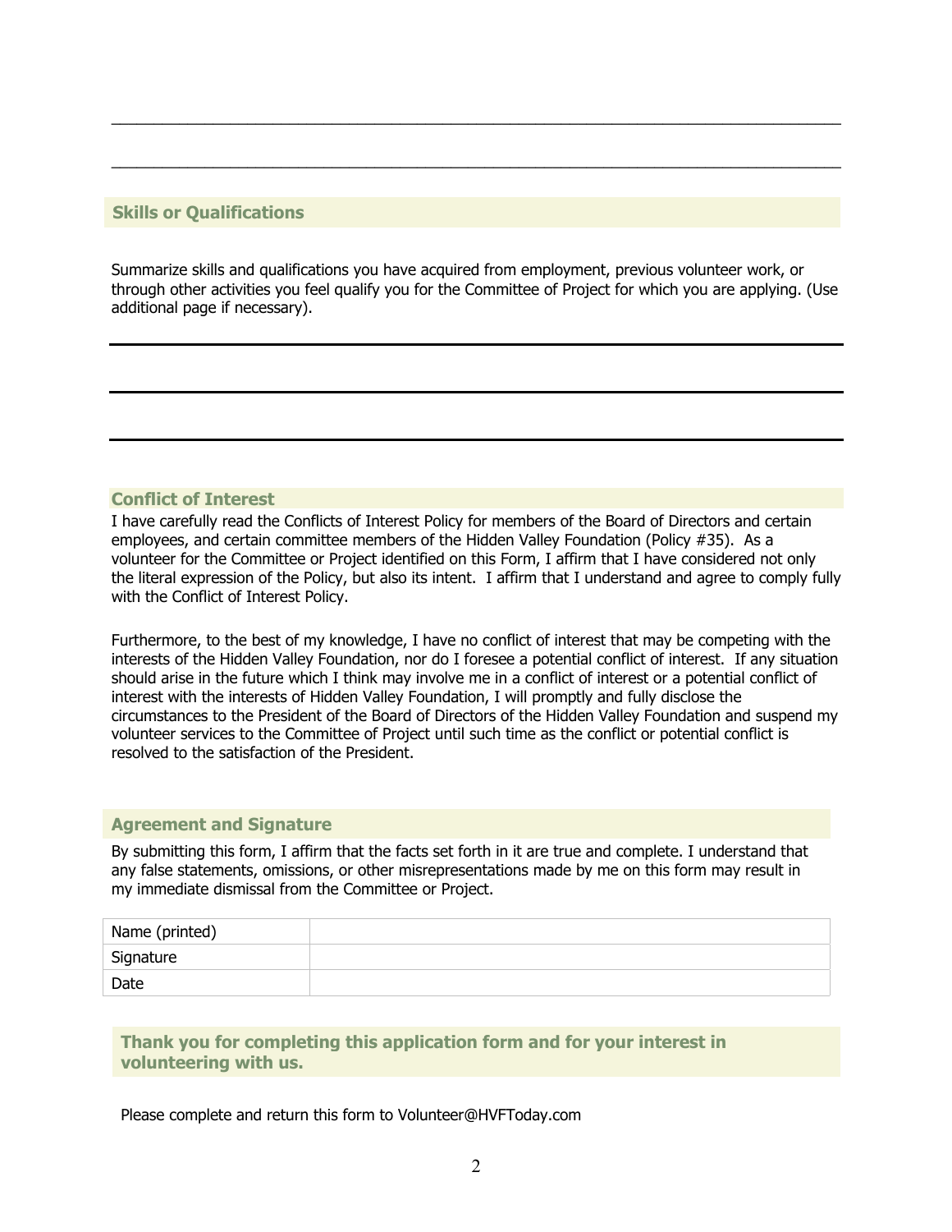\_\_\_\_\_\_\_\_\_\_\_\_\_\_\_\_\_\_\_\_\_\_\_\_\_\_\_\_\_\_\_\_\_\_\_\_\_\_\_\_\_\_\_\_\_\_\_\_\_\_\_\_\_\_\_\_\_\_\_\_\_\_\_\_\_\_\_\_\_\_\_\_\_\_\_\_

\_\_\_\_\_\_\_\_\_\_\_\_\_\_\_\_\_\_\_\_\_\_\_\_\_\_\_\_\_\_\_\_\_\_\_\_\_\_\_\_\_\_\_\_\_\_\_\_\_\_\_\_\_\_\_\_\_\_\_\_\_\_\_\_\_\_\_\_\_\_\_\_\_\_\_\_

## Skills or Qualifications

Summarize skills and qualifications you have acquired from employment, previous volunteer work, or through other activities you feel qualify you for the Committee of Project for which you are applying. (Use additional page if necessary).

\_\_\_\_\_\_\_\_\_\_\_\_\_\_\_\_\_\_\_\_\_\_\_\_\_\_\_\_\_\_\_\_\_\_\_\_\_\_\_\_\_\_\_\_\_\_\_\_\_\_\_\_\_\_\_\_\_\_\_\_\_\_\_\_\_\_\_\_\_\_\_\_\_\_\_\_

\_\_\_\_\_\_\_\_\_\_\_\_\_\_\_\_\_\_\_\_\_\_\_\_\_\_\_\_\_\_\_\_\_\_\_\_\_\_\_\_\_\_\_\_\_\_\_\_\_\_\_\_\_\_\_\_\_\_\_\_\_\_\_\_\_\_\_\_\_\_\_\_\_\_\_\_

\_\_\_\_\_\_\_\_\_\_\_\_\_\_\_\_\_\_\_\_\_\_\_\_\_\_\_\_\_\_\_\_\_\_\_\_\_\_\_\_\_\_\_\_\_\_\_\_\_\_\_\_\_\_\_\_\_\_\_\_\_\_\_\_\_\_\_\_\_\_\_\_\_\_\_\_

## Conflict of Interest

I have carefully read the Conflicts of Interest Policy for members of the Board of Directors and certain employees, and certain committee members of the Hidden Valley Foundation (Policy #35). As a volunteer for the Committee or Project identified on this Form, I affirm that I have considered not only the literal expression of the Policy, but also its intent. I affirm that I understand and agree to comply fully with the Conflict of Interest Policy.

Furthermore, to the best of my knowledge, I have no conflict of interest that may be competing with the interests of the Hidden Valley Foundation, nor do I foresee a potential conflict of interest. If any situation should arise in the future which I think may involve me in a conflict of interest or a potential conflict of interest with the interests of Hidden Valley Foundation, I will promptly and fully disclose the circumstances to the President of the Board of Directors of the Hidden Valley Foundation and suspend my volunteer services to the Committee of Project until such time as the conflict or potential conflict is resolved to the satisfaction of the President.

## Agreement and Signature

By submitting this form, I affirm that the facts set forth in it are true and complete. I understand that any false statements, omissions, or other misrepresentations made by me on this form may result in my immediate dismissal from the Committee or Project.

| | |
|---|---|
| Name (printed) | |
| Signature | |
| Date | |

**Thank you for completing this application form and for your interest in volunteering with us.**

Please complete and return this form to Volunteer@HVFToday.com